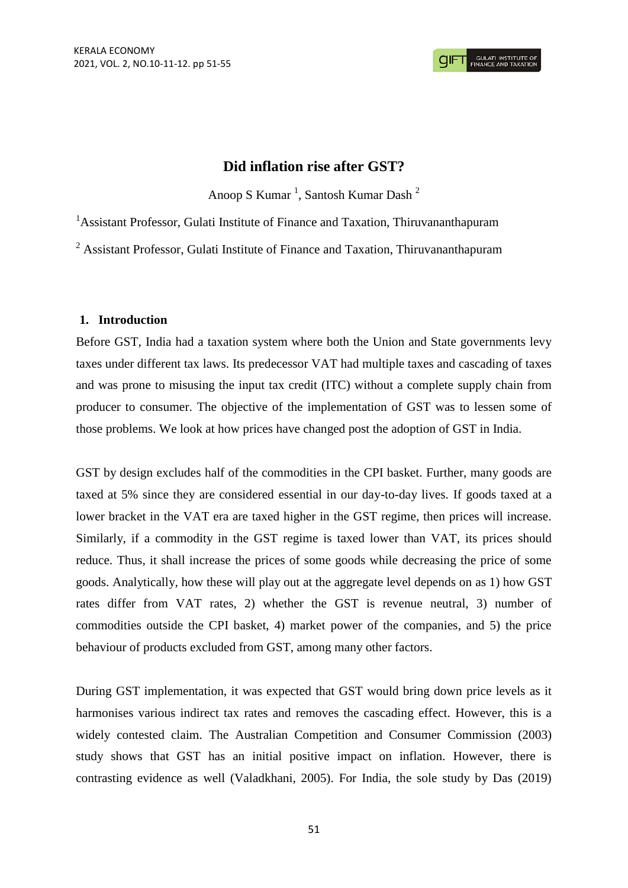# Did inflation rise after GST?

Anoop S Kumar [1], Santosh Kumar Dash [2]

[1] Assistant Professor, Gulati Institute of Finance and Taxation, Thiruvananthapuram

[2] Assistant Professor, Gulati Institute of Finance and Taxation, Thiruvananthapuram

## 1. Introduction

Before GST, India had a taxation system where both the Union and State governments levy taxes under different tax laws. Its predecessor VAT had multiple taxes and cascading of taxes and was prone to misusing the input tax credit (ITC) without a complete supply chain from producer to consumer. The objective of the implementation of GST was to lessen some of those problems. We look at how prices have changed post the adoption of GST in India.

GST by design excludes half of the commodities in the CPI basket. Further, many goods are taxed at 5% since they are considered essential in our day-to-day lives. If goods taxed at a lower bracket in the VAT era are taxed higher in the GST regime, then prices will increase. Similarly, if a commodity in the GST regime is taxed lower than VAT, its prices should reduce. Thus, it shall increase the prices of some goods while decreasing the price of some goods. Analytically, how these will play out at the aggregate level depends on as 1) how GST rates differ from VAT rates, 2) whether the GST is revenue neutral, 3) number of commodities outside the CPI basket, 4) market power of the companies, and 5) the price behaviour of products excluded from GST, among many other factors.

During GST implementation, it was expected that GST would bring down price levels as it harmonises various indirect tax rates and removes the cascading effect. However, this is a widely contested claim. The Australian Competition and Consumer Commission (2003) study shows that GST has an initial positive impact on inflation. However, there is contrasting evidence as well (Valadkhani, 2005). For India, the sole study by Das (2019)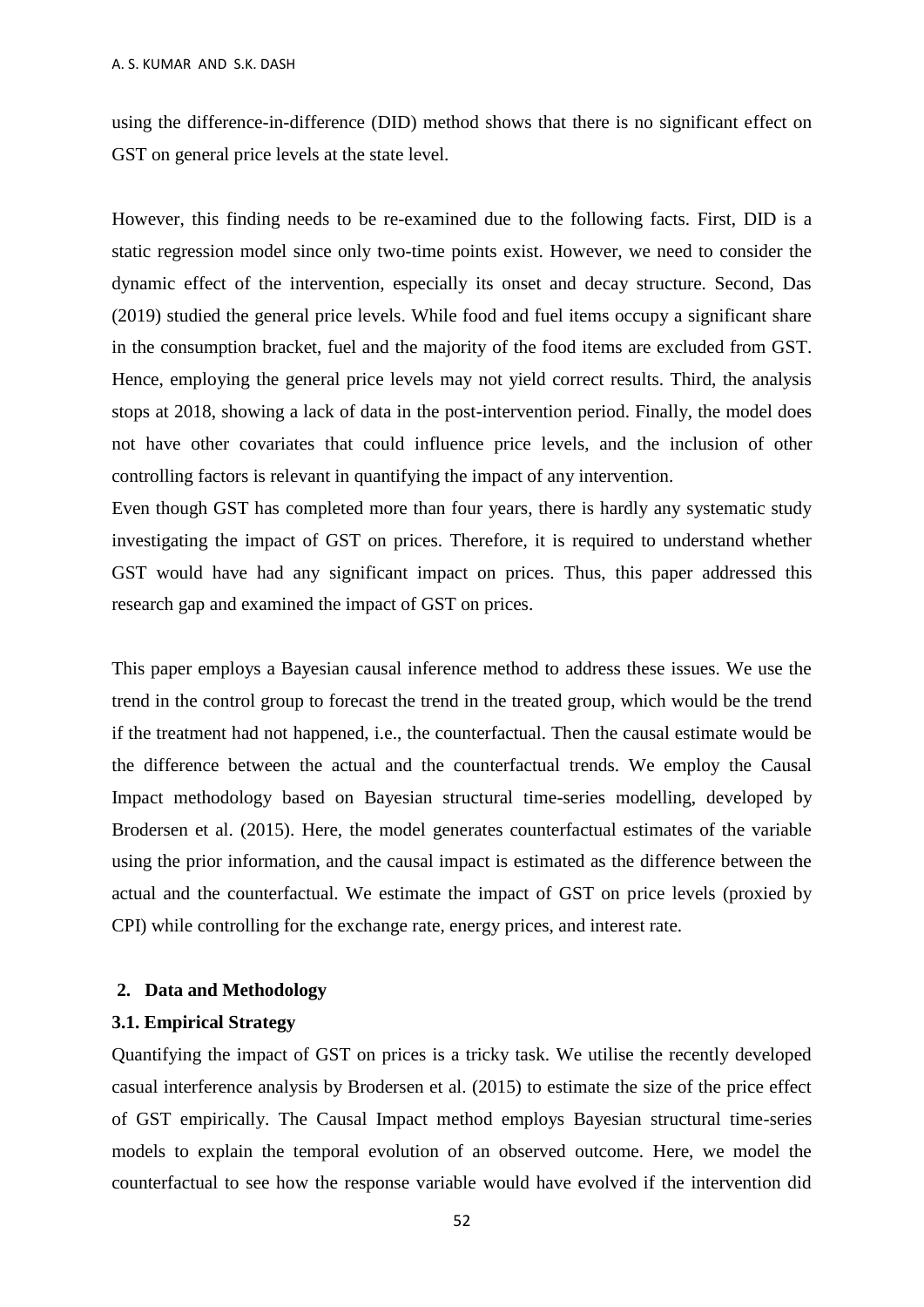using the difference-in-difference (DID) method shows that there is no significant effect on GST on general price levels at the state level.

However, this finding needs to be re-examined due to the following facts. First, DID is a static regression model since only two-time points exist. However, we need to consider the dynamic effect of the intervention, especially its onset and decay structure. Second, Das (2019) studied the general price levels. While food and fuel items occupy a significant share in the consumption bracket, fuel and the majority of the food items are excluded from GST. Hence, employing the general price levels may not yield correct results. Third, the analysis stops at 2018, showing a lack of data in the post-intervention period. Finally, the model does not have other covariates that could influence price levels, and the inclusion of other controlling factors is relevant in quantifying the impact of any intervention.

Even though GST has completed more than four years, there is hardly any systematic study investigating the impact of GST on prices. Therefore, it is required to understand whether GST would have had any significant impact on prices. Thus, this paper addressed this research gap and examined the impact of GST on prices.

This paper employs a Bayesian causal inference method to address these issues. We use the trend in the control group to forecast the trend in the treated group, which would be the trend if the treatment had not happened, i.e., the counterfactual. Then the causal estimate would be the difference between the actual and the counterfactual trends. We employ the Causal Impact methodology based on Bayesian structural time-series modelling, developed by Brodersen et al. (2015). Here, the model generates counterfactual estimates of the variable using the prior information, and the causal impact is estimated as the difference between the actual and the counterfactual. We estimate the impact of GST on price levels (proxied by CPI) while controlling for the exchange rate, energy prices, and interest rate.

## 2. Data and Methodology

### 3.1. Empirical Strategy

Quantifying the impact of GST on prices is a tricky task. We utilise the recently developed casual interference analysis by Brodersen et al. (2015) to estimate the size of the price effect of GST empirically. The Causal Impact method employs Bayesian structural time-series models to explain the temporal evolution of an observed outcome. Here, we model the counterfactual to see how the response variable would have evolved if the intervention did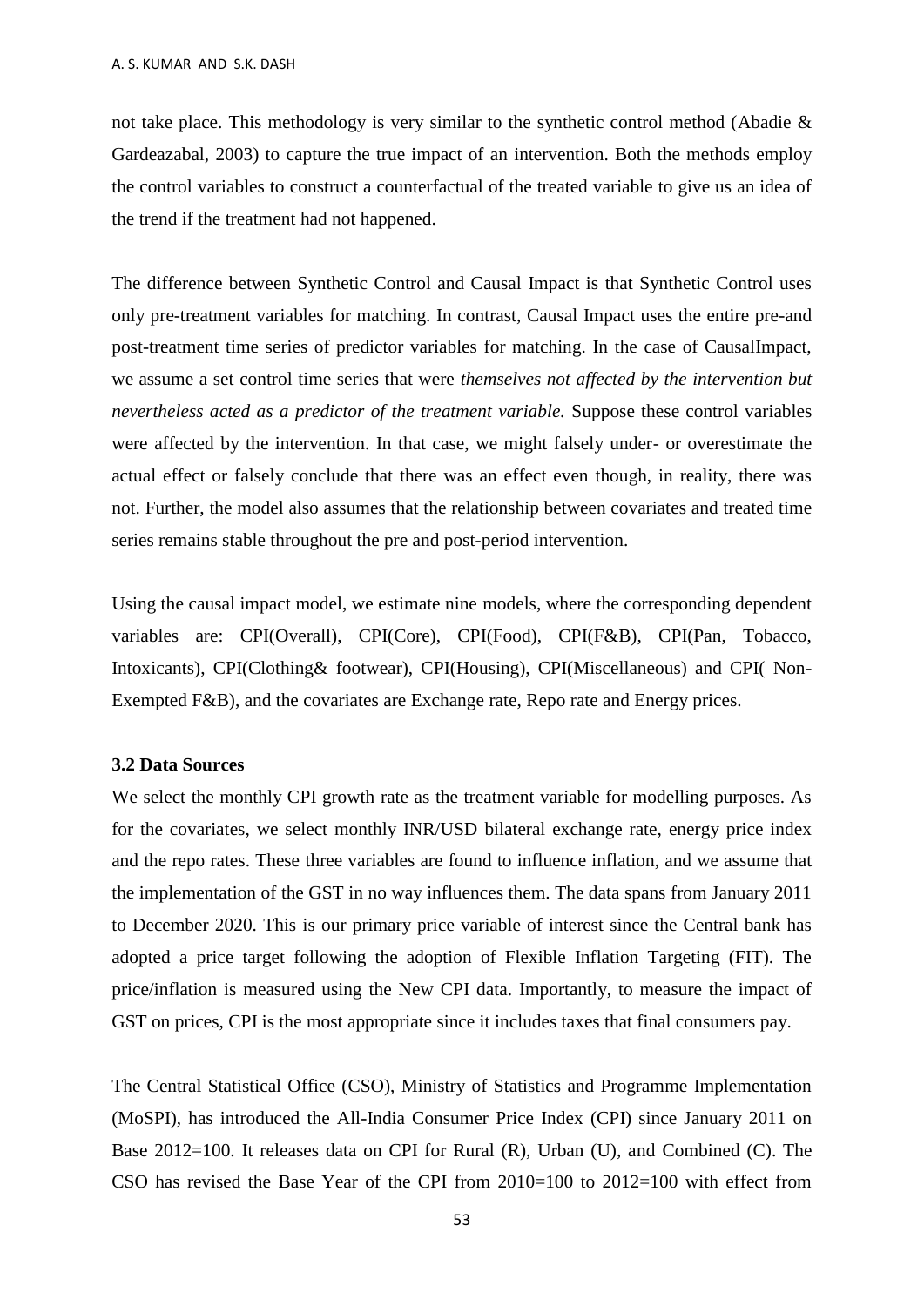not take place. This methodology is very similar to the synthetic control method (Abadie & Gardeazabal, 2003) to capture the true impact of an intervention. Both the methods employ the control variables to construct a counterfactual of the treated variable to give us an idea of the trend if the treatment had not happened.

The difference between Synthetic Control and Causal Impact is that Synthetic Control uses only pre-treatment variables for matching. In contrast, Causal Impact uses the entire pre-and post-treatment time series of predictor variables for matching. In the case of CausalImpact, we assume a set control time series that were *themselves not affected by the intervention but nevertheless acted as a predictor of the treatment variable.* Suppose these control variables were affected by the intervention. In that case, we might falsely under- or overestimate the actual effect or falsely conclude that there was an effect even though, in reality, there was not. Further, the model also assumes that the relationship between covariates and treated time series remains stable throughout the pre and post-period intervention.

Using the causal impact model, we estimate nine models, where the corresponding dependent variables are: CPI(Overall), CPI(Core), CPI(Food), CPI(F&B), CPI(Pan, Tobacco, Intoxicants), CPI(Clothing& footwear), CPI(Housing), CPI(Miscellaneous) and CPI( Non-Exempted F&B), and the covariates are Exchange rate, Repo rate and Energy prices.

### 3.2 Data Sources

We select the monthly CPI growth rate as the treatment variable for modelling purposes. As for the covariates, we select monthly INR/USD bilateral exchange rate, energy price index and the repo rates. These three variables are found to influence inflation, and we assume that the implementation of the GST in no way influences them. The data spans from January 2011 to December 2020. This is our primary price variable of interest since the Central bank has adopted a price target following the adoption of Flexible Inflation Targeting (FIT). The price/inflation is measured using the New CPI data. Importantly, to measure the impact of GST on prices, CPI is the most appropriate since it includes taxes that final consumers pay.

The Central Statistical Office (CSO), Ministry of Statistics and Programme Implementation (MoSPI), has introduced the All-India Consumer Price Index (CPI) since January 2011 on Base 2012=100. It releases data on CPI for Rural (R), Urban (U), and Combined (C). The CSO has revised the Base Year of the CPI from 2010=100 to 2012=100 with effect from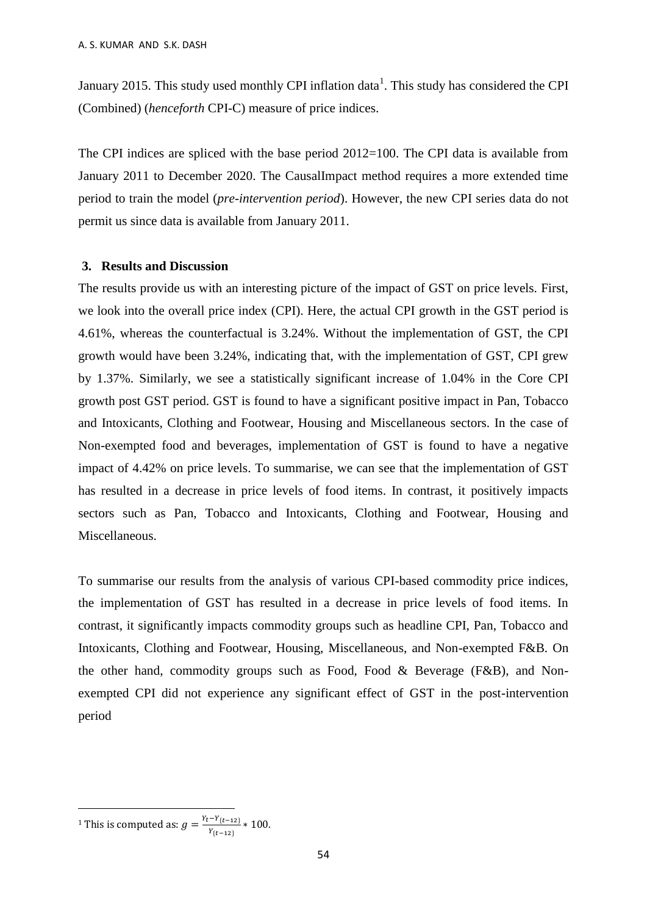January 2015. This study used monthly CPI inflation data[1]. This study has considered the CPI (Combined) (*henceforth* CPI-C) measure of price indices.

The CPI indices are spliced with the base period 2012=100. The CPI data is available from January 2011 to December 2020. The CausalImpact method requires a more extended time period to train the model (*pre-intervention period*). However, the new CPI series data do not permit us since data is available from January 2011.

## 3. Results and Discussion

The results provide us with an interesting picture of the impact of GST on price levels. First, we look into the overall price index (CPI). Here, the actual CPI growth in the GST period is 4.61%, whereas the counterfactual is 3.24%. Without the implementation of GST, the CPI growth would have been 3.24%, indicating that, with the implementation of GST, CPI grew by 1.37%. Similarly, we see a statistically significant increase of 1.04% in the Core CPI growth post GST period. GST is found to have a significant positive impact in Pan, Tobacco and Intoxicants, Clothing and Footwear, Housing and Miscellaneous sectors. In the case of Non-exempted food and beverages, implementation of GST is found to have a negative impact of 4.42% on price levels. To summarise, we can see that the implementation of GST has resulted in a decrease in price levels of food items. In contrast, it positively impacts sectors such as Pan, Tobacco and Intoxicants, Clothing and Footwear, Housing and Miscellaneous.

To summarise our results from the analysis of various CPI-based commodity price indices, the implementation of GST has resulted in a decrease in price levels of food items. In contrast, it significantly impacts commodity groups such as headline CPI, Pan, Tobacco and Intoxicants, Clothing and Footwear, Housing, Miscellaneous, and Non-exempted F&B. On the other hand, commodity groups such as Food, Food & Beverage (F&B), and Non-exempted CPI did not experience any significant effect of GST in the post-intervention period

---

[1] This is computed as: $g = \frac{Y_t - Y_{\{t-12\}}}{Y_{\{t-12\}}} * 100$.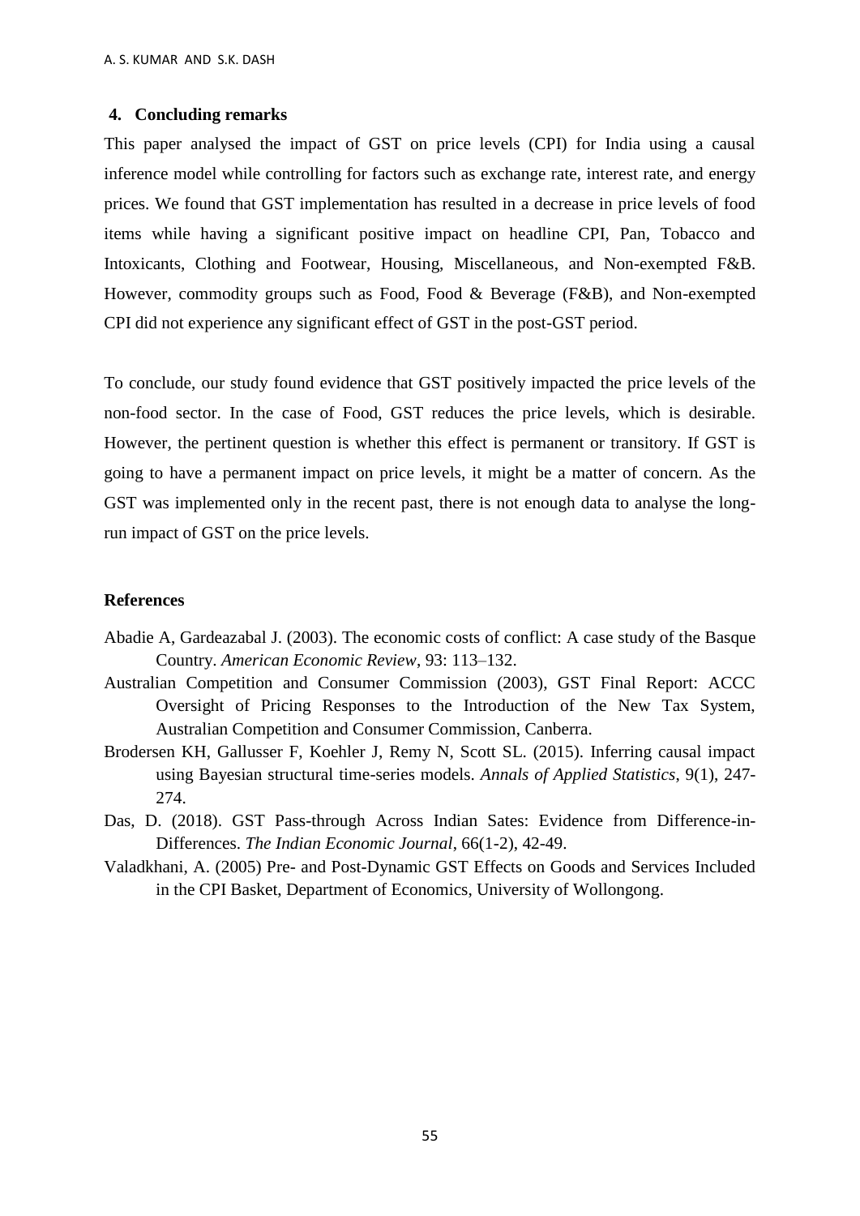## 4. Concluding remarks

This paper analysed the impact of GST on price levels (CPI) for India using a causal inference model while controlling for factors such as exchange rate, interest rate, and energy prices. We found that GST implementation has resulted in a decrease in price levels of food items while having a significant positive impact on headline CPI, Pan, Tobacco and Intoxicants, Clothing and Footwear, Housing, Miscellaneous, and Non-exempted F&B. However, commodity groups such as Food, Food & Beverage (F&B), and Non-exempted CPI did not experience any significant effect of GST in the post-GST period.

To conclude, our study found evidence that GST positively impacted the price levels of the non-food sector. In the case of Food, GST reduces the price levels, which is desirable. However, the pertinent question is whether this effect is permanent or transitory. If GST is going to have a permanent impact on price levels, it might be a matter of concern. As the GST was implemented only in the recent past, there is not enough data to analyse the long-run impact of GST on the price levels.

## References

Abadie A, Gardeazabal J. (2003). The economic costs of conflict: A case study of the Basque Country. *American Economic Review*, 93: 113–132.

Australian Competition and Consumer Commission (2003), GST Final Report: ACCC Oversight of Pricing Responses to the Introduction of the New Tax System, Australian Competition and Consumer Commission, Canberra.

Brodersen KH, Gallusser F, Koehler J, Remy N, Scott SL. (2015). Inferring causal impact using Bayesian structural time-series models. *Annals of Applied Statistics*, 9(1), 247-274.

Das, D. (2018). GST Pass-through Across Indian Sates: Evidence from Difference-in-Differences. *The Indian Economic Journal*, 66(1-2), 42-49.

Valadkhani, A. (2005) Pre- and Post-Dynamic GST Effects on Goods and Services Included in the CPI Basket, Department of Economics, University of Wollongong.